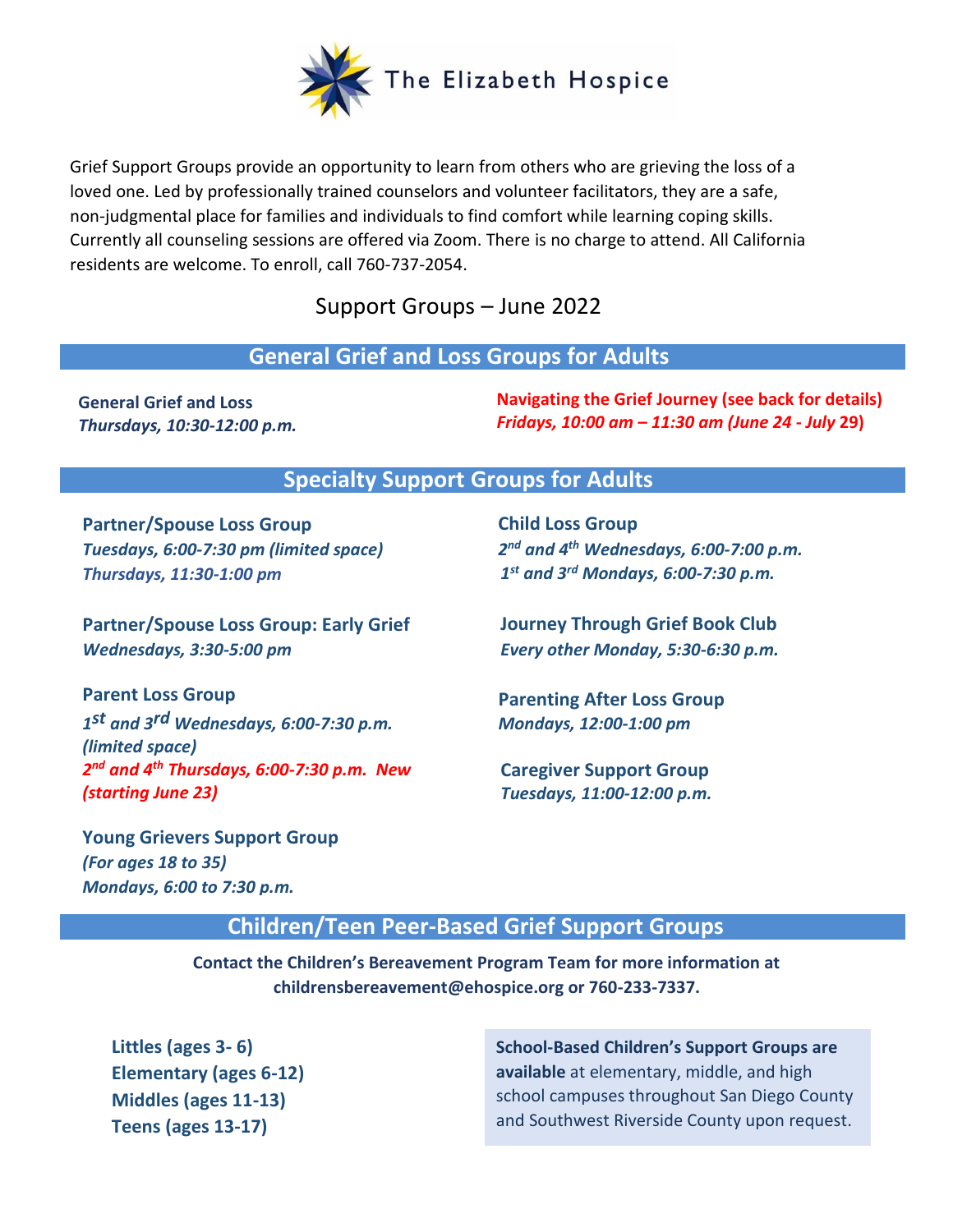# The Elizabeth Hospice

Grief Support Groups provide an opportunity to learn from others who are grieving the loss of a loved one. Led by professionally trained counselors and volunteer facilitators, they are a safe, non-judgmental place for families and individuals to find comfort while learning coping skills. Currently all counseling sessions are offered via Zoom. There is no charge to attend. All California residents are welcome. To enroll, call 760-737-2054.

## Support Groups – June 2022

## General Grief and Loss Groups for Adults

**General Grief and Loss**
*Thursdays, 10:30-12:00 p.m.*

**Navigating the Grief Journey (see back for details)**
*Fridays, 10:00 am – 11:30 am (June 24 - July 29)*

## Specialty Support Groups for Adults

**Partner/Spouse Loss Group**
*Tuesdays, 6:00-7:30 pm (limited space)*
*Thursdays, 11:30-1:00 pm*

**Partner/Spouse Loss Group: Early Grief**
*Wednesdays, 3:30-5:00 pm*

**Parent Loss Group**
*1st and 3rd Wednesdays, 6:00-7:30 p.m. (limited space)*
*2nd and 4th Thursdays, 6:00-7:30 p.m. New (starting June 23)*

**Young Grievers Support Group**
*(For ages 18 to 35)*
*Mondays, 6:00 to 7:30 p.m.*

**Child Loss Group**
*2nd and 4th Wednesdays, 6:00-7:00 p.m.*
*1st and 3rd Mondays, 6:00-7:30 p.m.*

**Journey Through Grief Book Club**
*Every other Monday, 5:30-6:30 p.m.*

**Parenting After Loss Group**
*Mondays, 12:00-1:00 pm*

**Caregiver Support Group**
*Tuesdays, 11:00-12:00 p.m.*

## Children/Teen Peer-Based Grief Support Groups

**Contact the Children's Bereavement Program Team for more information at childrensbereavement@ehospice.org or 760-233-7337.**

**Littles (ages 3- 6)**
**Elementary (ages 6-12)**
**Middles (ages 11-13)**
**Teens (ages 13-17)**

**School-Based Children's Support Groups are available** at elementary, middle, and high school campuses throughout San Diego County and Southwest Riverside County upon request.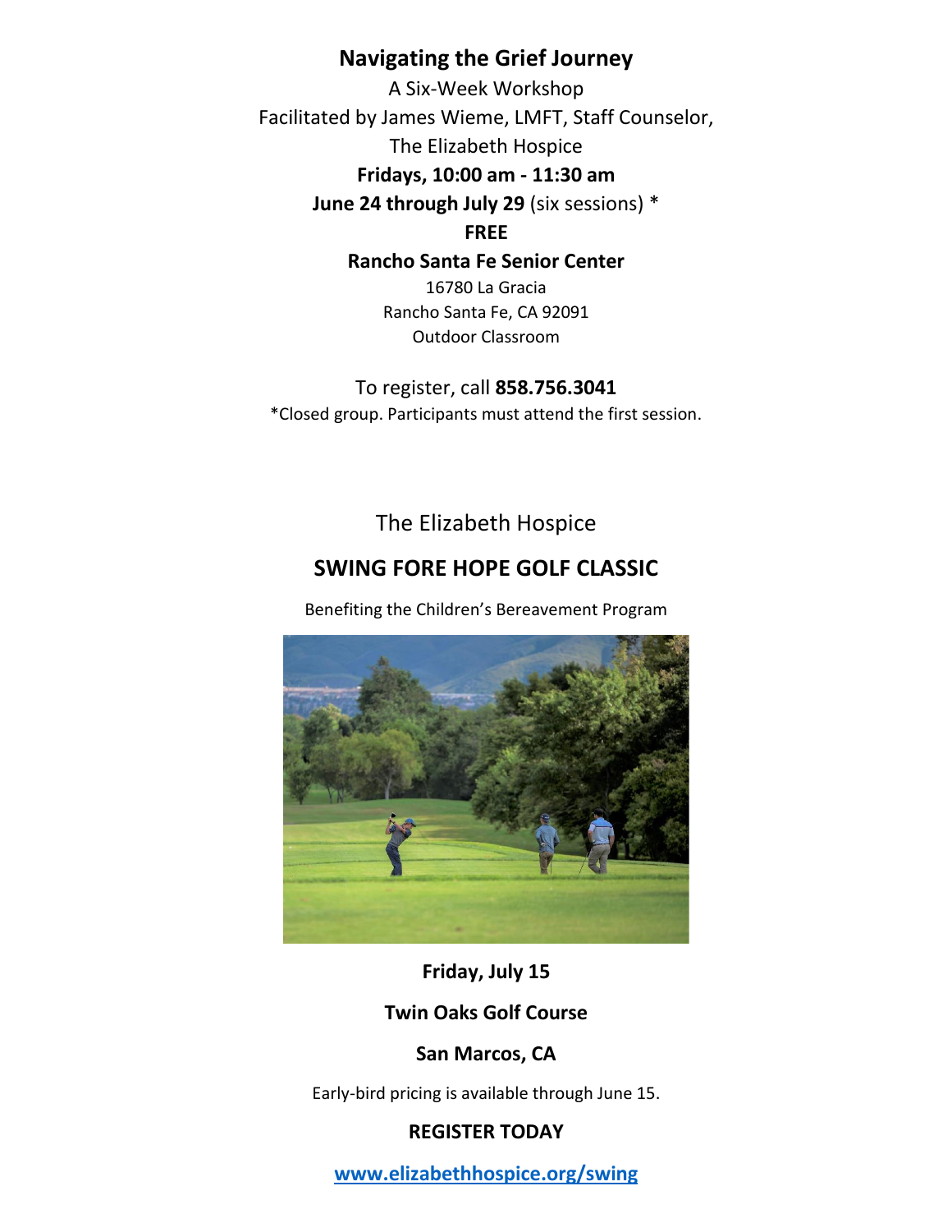## Navigating the Grief Journey

A Six-Week Workshop

Facilitated by James Wieme, LMFT, Staff Counselor,

The Elizabeth Hospice

**Fridays, 10:00 am - 11:30 am**

**June 24 through July 29** (six sessions) *

**FREE**

**Rancho Santa Fe Senior Center**

16780 La Gracia

Rancho Santa Fe, CA 92091

Outdoor Classroom

To register, call **858.756.3041**

*Closed group. Participants must attend the first session.

The Elizabeth Hospice

## SWING FORE HOPE GOLF CLASSIC

Benefiting the Children's Bereavement Program

**Friday, July 15**

**Twin Oaks Golf Course**

**San Marcos, CA**

Early-bird pricing is available through June 15.

**REGISTER TODAY**

**www.elizabethhospice.org/swing**